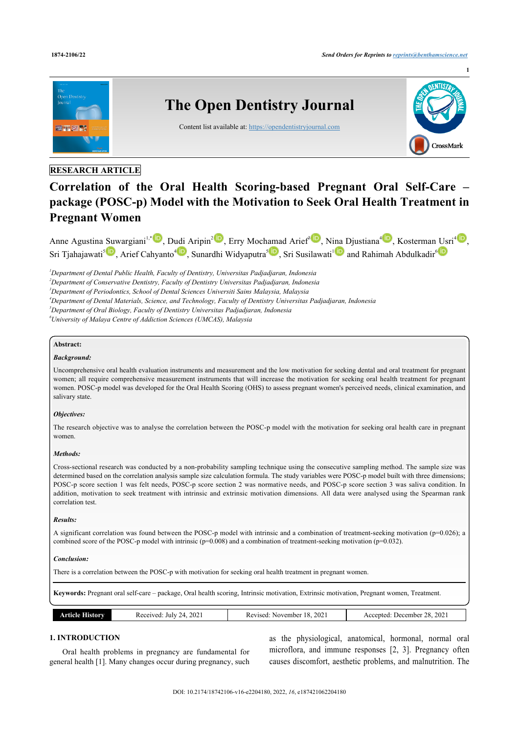RESEARCH ARTICLE

# Correlation of the Oral Health Scoring-based Pregnant Oral Self-Care – package (POSC-p) Model with the Motivation to Seek Oral Health Treatment in Pregnant Women

Anne Agustina Suwargiani[1,*], Dudi Aripin[2], Erry Mochamad Arief[3], Nina Djustiana[4], Kosterman Usri[4], Sri Tjahajawati[5], Arief Cahyanto[4], Sunardhi Widyaputra[5], Sri Susilawati[1] and Rahimah Abdulkadir[6]

[1]*Department of Dental Public Health, Faculty of Dentistry, Universitas Padjadjaran, Indonesia*
[2]*Department of Conservative Dentistry, Faculty of Dentistry Universitas Padjadjaran, Indonesia*
[3]*Department of Periodontics, School of Dental Sciences Universiti Sains Malaysia, Malaysia*
[4]*Department of Dental Materials, Science, and Technology, Faculty of Dentistry Universitas Padjadjaran, Indonesia*
[5]*Department of Oral Biology, Faculty of Dentistry Universitas Padjadjaran, Indonesia*
[6]*University of Malaya Centre of Addiction Sciences (UMCAS), Malaysia*

**Abstract:**

***Background:***

Uncomprehensive oral health evaluation instruments and measurement and the low motivation for seeking dental and oral treatment for pregnant women; all require comprehensive measurement instruments that will increase the motivation for seeking oral health treatment for pregnant women. POSC-p model was developed for the Oral Health Scoring (OHS) to assess pregnant women's perceived needs, clinical examination, and salivary state.

***Objectives:***

The research objective was to analyse the correlation between the POSC-p model with the motivation for seeking oral health care in pregnant women.

***Methods:***

Cross-sectional research was conducted by a non-probability sampling technique using the consecutive sampling method. The sample size was determined based on the correlation analysis sample size calculation formula. The study variables were POSC-p model built with three dimensions; POSC-p score section 1 was felt needs, POSC-p score section 2 was normative needs, and POSC-p score section 3 was saliva condition. In addition, motivation to seek treatment with intrinsic and extrinsic motivation dimensions. All data were analysed using the Spearman rank correlation test.

***Results:***

A significant correlation was found between the POSC-p model with intrinsic and a combination of treatment-seeking motivation (p=0.026); a combined score of the POSC-p model with intrinsic (p=0.008) and a combination of treatment-seeking motivation (p=0.032).

***Conclusion:***

There is a correlation between the POSC-p with motivation for seeking oral health treatment in pregnant women.

**Keywords:** Pregnant oral self-care – package, Oral health scoring, Intrinsic motivation, Extrinsic motivation, Pregnant women, Treatment.

| Article History | Received: July 24, 2021 | Revised: November 18, 2021 | Accepted: December 28, 2021 |
|---|---|---|---|

## 1. INTRODUCTION

Oral health problems in pregnancy are fundamental for general health [1]. Many changes occur during pregnancy, such as the physiological, anatomical, hormonal, normal oral microflora, and immune responses [2, 3]. Pregnancy often causes discomfort, aesthetic problems, and malnutrition. The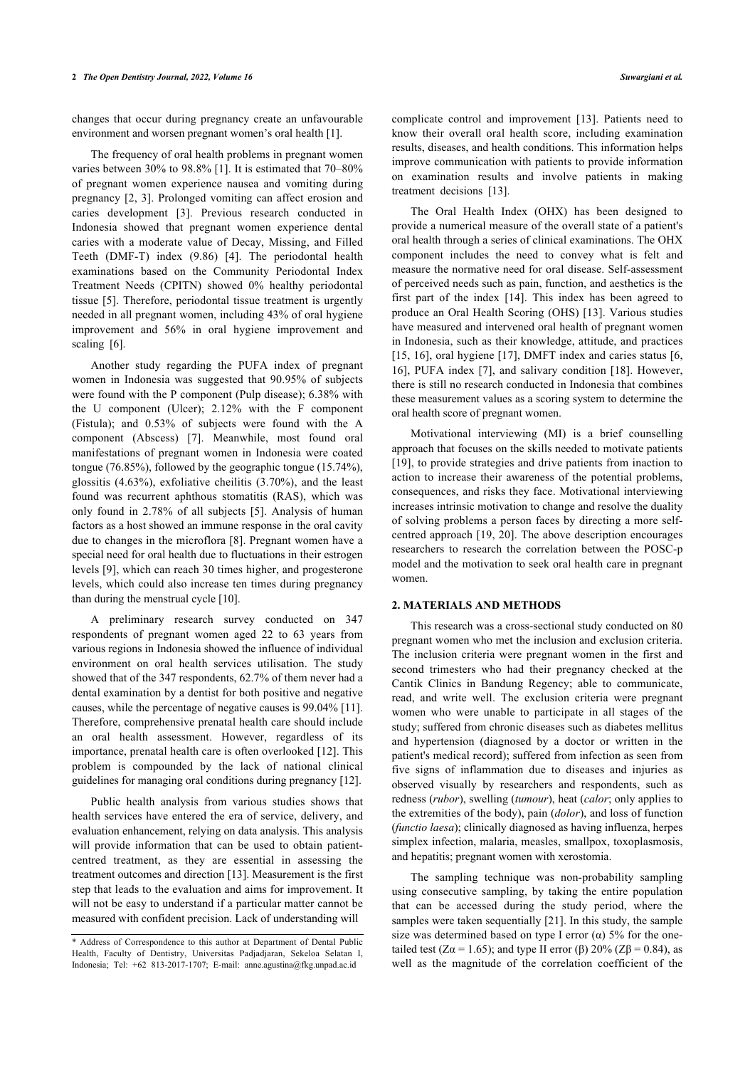changes that occur during pregnancy create an unfavourable environment and worsen pregnant women's oral health [1].

The frequency of oral health problems in pregnant women varies between 30% to 98.8% [1]. It is estimated that 70–80% of pregnant women experience nausea and vomiting during pregnancy [2, 3]. Prolonged vomiting can affect erosion and caries development [3]. Previous research conducted in Indonesia showed that pregnant women experience dental caries with a moderate value of Decay, Missing, and Filled Teeth (DMF-T) index (9.86) [4]. The periodontal health examinations based on the Community Periodontal Index Treatment Needs (CPITN) showed 0% healthy periodontal tissue [5]. Therefore, periodontal tissue treatment is urgently needed in all pregnant women, including 43% of oral hygiene improvement and 56% in oral hygiene improvement and scaling [6].

Another study regarding the PUFA index of pregnant women in Indonesia was suggested that 90.95% of subjects were found with the P component (Pulp disease); 6.38% with the U component (Ulcer); 2.12% with the F component (Fistula); and 0.53% of subjects were found with the A component (Abscess) [7]. Meanwhile, most found oral manifestations of pregnant women in Indonesia were coated tongue (76.85%), followed by the geographic tongue (15.74%), glossitis (4.63%), exfoliative cheilitis (3.70%), and the least found was recurrent aphthous stomatitis (RAS), which was only found in 2.78% of all subjects [5]. Analysis of human factors as a host showed an immune response in the oral cavity due to changes in the microflora [8]. Pregnant women have a special need for oral health due to fluctuations in their estrogen levels [9], which can reach 30 times higher, and progesterone levels, which could also increase ten times during pregnancy than during the menstrual cycle [10].

A preliminary research survey conducted on 347 respondents of pregnant women aged 22 to 63 years from various regions in Indonesia showed the influence of individual environment on oral health services utilisation. The study showed that of the 347 respondents, 62.7% of them never had a dental examination by a dentist for both positive and negative causes, while the percentage of negative causes is 99.04% [11]. Therefore, comprehensive prenatal health care should include an oral health assessment. However, regardless of its importance, prenatal health care is often overlooked [12]. This problem is compounded by the lack of national clinical guidelines for managing oral conditions during pregnancy [12].

Public health analysis from various studies shows that health services have entered the era of service, delivery, and evaluation enhancement, relying on data analysis. This analysis will provide information that can be used to obtain patient-centred treatment, as they are essential in assessing the treatment outcomes and direction [13]. Measurement is the first step that leads to the evaluation and aims for improvement. It will not be easy to understand if a particular matter cannot be measured with confident precision. Lack of understanding will complicate control and improvement [13]. Patients need to know their overall oral health score, including examination results, diseases, and health conditions. This information helps improve communication with patients to provide information on examination results and involve patients in making treatment decisions [13].

The Oral Health Index (OHX) has been designed to provide a numerical measure of the overall state of a patient's oral health through a series of clinical examinations. The OHX component includes the need to convey what is felt and measure the normative need for oral disease. Self-assessment of perceived needs such as pain, function, and aesthetics is the first part of the index [14]. This index has been agreed to produce an Oral Health Scoring (OHS) [13]. Various studies have measured and intervened oral health of pregnant women in Indonesia, such as their knowledge, attitude, and practices [15, 16], oral hygiene [17], DMFT index and caries status [6, 16], PUFA index [7], and salivary condition [18]. However, there is still no research conducted in Indonesia that combines these measurement values as a scoring system to determine the oral health score of pregnant women.

Motivational interviewing (MI) is a brief counselling approach that focuses on the skills needed to motivate patients [19], to provide strategies and drive patients from inaction to action to increase their awareness of the potential problems, consequences, and risks they face. Motivational interviewing increases intrinsic motivation to change and resolve the duality of solving problems a person faces by directing a more self-centred approach [19, 20]. The above description encourages researchers to research the correlation between the POSC-p model and the motivation to seek oral health care in pregnant women.

## 2. MATERIALS AND METHODS

This research was a cross-sectional study conducted on 80 pregnant women who met the inclusion and exclusion criteria. The inclusion criteria were pregnant women in the first and second trimesters who had their pregnancy checked at the Cantik Clinics in Bandung Regency; able to communicate, read, and write well. The exclusion criteria were pregnant women who were unable to participate in all stages of the study; suffered from chronic diseases such as diabetes mellitus and hypertension (diagnosed by a doctor or written in the patient's medical record); suffered from infection as seen from five signs of inflammation due to diseases and injuries as observed visually by researchers and respondents, such as redness (*rubor*), swelling (*tumour*), heat (*calor*; only applies to the extremities of the body), pain (*dolor*), and loss of function (*functio laesa*); clinically diagnosed as having influenza, herpes simplex infection, malaria, measles, smallpox, toxoplasmosis, and hepatitis; pregnant women with xerostomia.

The sampling technique was non-probability sampling using consecutive sampling, by taking the entire population that can be accessed during the study period, where the samples were taken sequentially [21]. In this study, the sample size was determined based on type I error (α) 5% for the one-tailed test ($Z\alpha = 1.65$); and type II error (β) 20% ($Z\beta = 0.84$), as well as the magnitude of the correlation coefficient of the

* Address of Correspondence to this author at Department of Dental Public Health, Faculty of Dentistry, Universitas Padjadjaran, Sekeloa Selatan I, Indonesia; Tel: +62 813-2017-1707; E-mail: anne.agustina@fkg.unpad.ac.id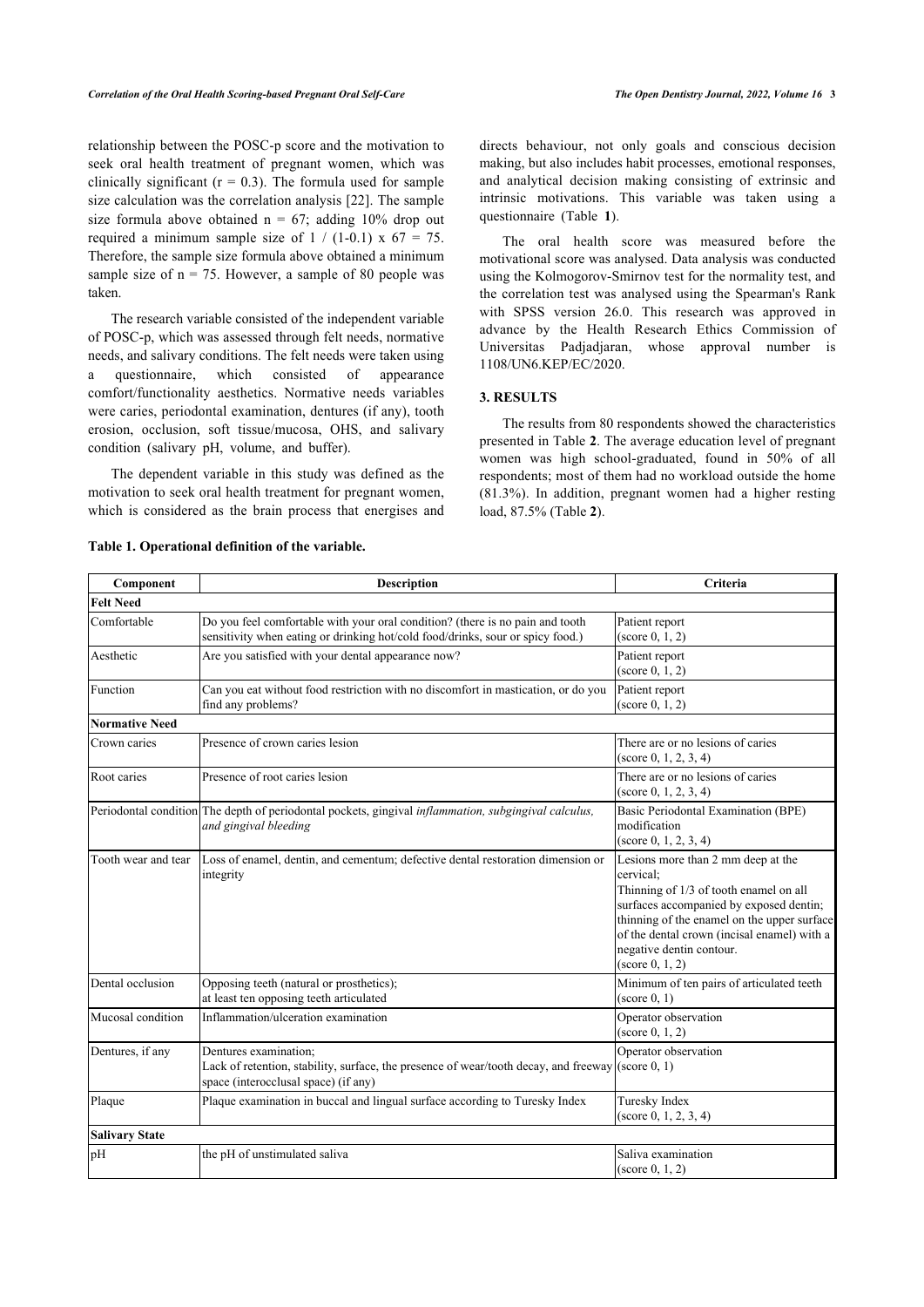relationship between the POSC-p score and the motivation to seek oral health treatment of pregnant women, which was clinically significant ($r = 0.3$). The formula used for sample size calculation was the correlation analysis [22]. The sample size formula above obtained $n = 67$; adding 10% drop out required a minimum sample size of $1 / (1\text{-}0.1) \times 67 = 75$. Therefore, the sample size formula above obtained a minimum sample size of $n = 75$. However, a sample of 80 people was taken.

The research variable consisted of the independent variable of POSC-p, which was assessed through felt needs, normative needs, and salivary conditions. The felt needs were taken using a questionnaire, which consisted of appearance comfort/functionality aesthetics. Normative needs variables were caries, periodontal examination, dentures (if any), tooth erosion, occlusion, soft tissue/mucosa, OHS, and salivary condition (salivary pH, volume, and buffer).

The dependent variable in this study was defined as the motivation to seek oral health treatment for pregnant women, which is considered as the brain process that energises and directs behaviour, not only goals and conscious decision making, but also includes habit processes, emotional responses, and analytical decision making consisting of extrinsic and intrinsic motivations. This variable was taken using a questionnaire (Table **1**).

The oral health score was measured before the motivational score was analysed. Data analysis was conducted using the Kolmogorov-Smirnov test for the normality test, and the correlation test was analysed using the Spearman's Rank with SPSS version 26.0. This research was approved in advance by the Health Research Ethics Commission of Universitas Padjadjaran, whose approval number is 1108/UN6.KEP/EC/2020.

## 3. RESULTS

The results from 80 respondents showed the characteristics presented in Table **2**. The average education level of pregnant women was high school-graduated, found in 50% of all respondents; most of them had no workload outside the home (81.3%). In addition, pregnant women had a higher resting load, 87.5% (Table **2**).

**Table 1. Operational definition of the variable.**

| Component | Description | Criteria |
|---|---|---|
| **Felt Need** | | |
| Comfortable | Do you feel comfortable with your oral condition? (there is no pain and tooth sensitivity when eating or drinking hot/cold food/drinks, sour or spicy food.) | Patient report (score 0, 1, 2) |
| Aesthetic | Are you satisfied with your dental appearance now? | Patient report (score 0, 1, 2) |
| Function | Can you eat without food restriction with no discomfort in mastication, or do you find any problems? | Patient report (score 0, 1, 2) |
| **Normative Need** | | |
| Crown caries | Presence of crown caries lesion | There are or no lesions of caries (score 0, 1, 2, 3, 4) |
| Root caries | Presence of root caries lesion | There are or no lesions of caries (score 0, 1, 2, 3, 4) |
| Periodontal condition | The depth of periodontal pockets, gingival *inflammation, subgingival calculus, and gingival bleeding* | Basic Periodontal Examination (BPE) modification (score 0, 1, 2, 3, 4) |
| Tooth wear and tear | Loss of enamel, dentin, and cementum; defective dental restoration dimension or integrity | Lesions more than 2 mm deep at the cervical; Thinning of 1/3 of tooth enamel on all surfaces accompanied by exposed dentin; thinning of the enamel on the upper surface of the dental crown (incisal enamel) with a negative dentin contour. (score 0, 1, 2) |
| Dental occlusion | Opposing teeth (natural or prosthetics); at least ten opposing teeth articulated | Minimum of ten pairs of articulated teeth (score 0, 1) |
| Mucosal condition | Inflammation/ulceration examination | Operator observation (score 0, 1, 2) |
| Dentures, if any | Dentures examination; Lack of retention, stability, surface, the presence of wear/tooth decay, and freeway space (interocclusal space) (if any) | Operator observation (score 0, 1) |
| Plaque | Plaque examination in buccal and lingual surface according to Turesky Index | Turesky Index (score 0, 1, 2, 3, 4) |
| **Salivary State** | | |
| pH | the pH of unstimulated saliva | Saliva examination (score 0, 1, 2) |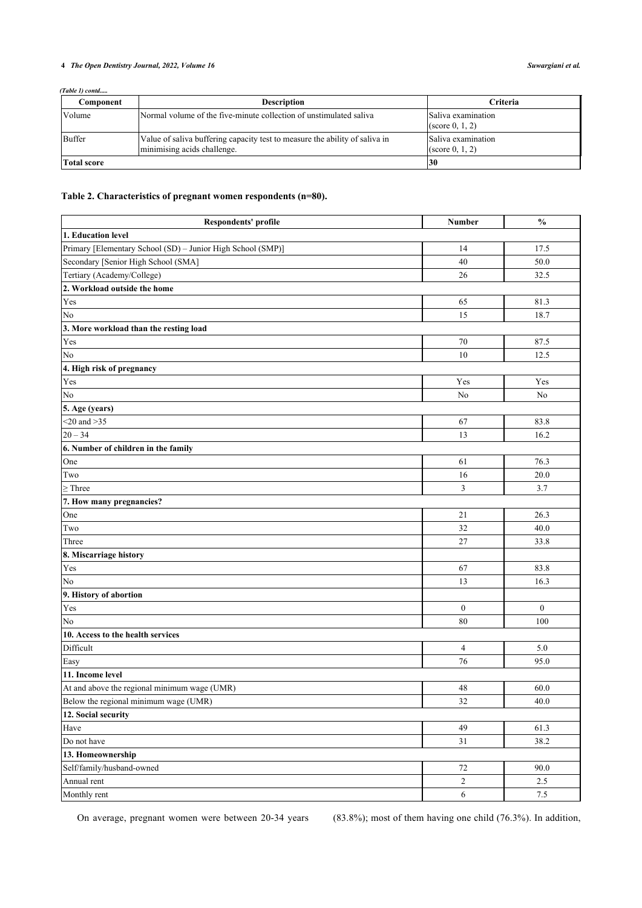*(Table 1) contd.....*

| Component | Description | Criteria |
|---|---|---|
| Volume | Normal volume of the five-minute collection of unstimulated saliva | Saliva examination (score 0, 1, 2) |
| Buffer | Value of saliva buffering capacity test to measure the ability of saliva in minimising acids challenge. | Saliva examination (score 0, 1, 2) |
| **Total score** | | **30** |

**Table 2. Characteristics of pregnant women respondents (n=80).**

| Respondents' profile | Number | % |
|---|---|---|
| **1. Education level** | | |
| Primary [Elementary School (SD) – Junior High School (SMP)] | 14 | 17.5 |
| Secondary [Senior High School (SMA] | 40 | 50.0 |
| Tertiary (Academy/College) | 26 | 32.5 |
| **2. Workload outside the home** | | |
| Yes | 65 | 81.3 |
| No | 15 | 18.7 |
| **3. More workload than the resting load** | | |
| Yes | 70 | 87.5 |
| No | 10 | 12.5 |
| **4. High risk of pregnancy** | | |
| Yes | Yes | Yes |
| No | No | No |
| **5. Age (years)** | | |
| <20 and >35 | 67 | 83.8 |
| 20 – 34 | 13 | 16.2 |
| **6. Number of children in the family** | | |
| One | 61 | 76.3 |
| Two | 16 | 20.0 |
| ≥ Three | 3 | 3.7 |
| **7. How many pregnancies?** | | |
| One | 21 | 26.3 |
| Two | 32 | 40.0 |
| Three | 27 | 33.8 |
| **8. Miscarriage history** | | |
| Yes | 67 | 83.8 |
| No | 13 | 16.3 |
| **9. History of abortion** | | |
| Yes | 0 | 0 |
| No | 80 | 100 |
| **10. Access to the health services** | | |
| Difficult | 4 | 5.0 |
| Easy | 76 | 95.0 |
| **11. Income level** | | |
| At and above the regional minimum wage (UMR) | 48 | 60.0 |
| Below the regional minimum wage (UMR) | 32 | 40.0 |
| **12. Social security** | | |
| Have | 49 | 61.3 |
| Do not have | 31 | 38.2 |
| **13. Homeownership** | | |
| Self/family/husband-owned | 72 | 90.0 |
| Annual rent | 2 | 2.5 |
| Monthly rent | 6 | 7.5 |

On average, pregnant women were between 20-34 years (83.8%); most of them having one child (76.3%). In addition,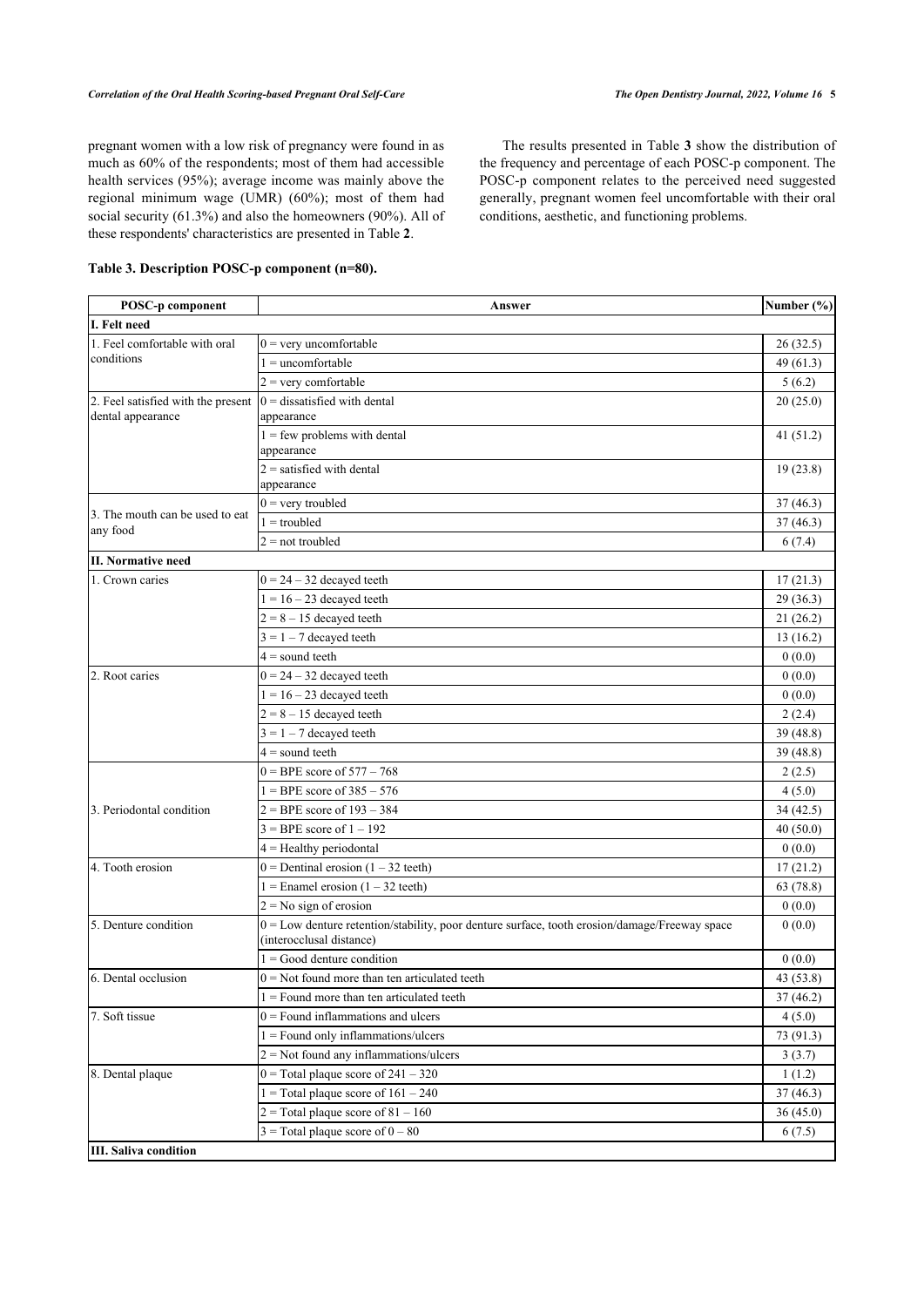pregnant women with a low risk of pregnancy were found in as much as 60% of the respondents; most of them had accessible health services (95%); average income was mainly above the regional minimum wage (UMR) (60%); most of them had social security (61.3%) and also the homeowners (90%). All of these respondents' characteristics are presented in Table **2**.

The results presented in Table **3** show the distribution of the frequency and percentage of each POSC-p component. The POSC-p component relates to the perceived need suggested generally, pregnant women feel uncomfortable with their oral conditions, aesthetic, and functioning problems.

**Table 3. Description POSC-p component (n=80).**

| POSC-p component | Answer | Number (%) |
|---|---|---|
| **I. Felt need** | | |
| 1. Feel comfortable with oral conditions | 0 = very uncomfortable | 26 (32.5) |
| | 1 = uncomfortable | 49 (61.3) |
| | 2 = very comfortable | 5 (6.2) |
| 2. Feel satisfied with the present dental appearance | 0 = dissatisfied with dental appearance | 20 (25.0) |
| | 1 = few problems with dental appearance | 41 (51.2) |
| | 2 = satisfied with dental appearance | 19 (23.8) |
| 3. The mouth can be used to eat any food | 0 = very troubled | 37 (46.3) |
| | 1 = troubled | 37 (46.3) |
| | 2 = not troubled | 6 (7.4) |
| **II. Normative need** | | |
| 1. Crown caries | 0 = 24 – 32 decayed teeth | 17 (21.3) |
| | 1 = 16 – 23 decayed teeth | 29 (36.3) |
| | 2 = 8 – 15 decayed teeth | 21 (26.2) |
| | 3 = 1 – 7 decayed teeth | 13 (16.2) |
| | 4 = sound teeth | 0 (0.0) |
| 2. Root caries | 0 = 24 – 32 decayed teeth | 0 (0.0) |
| | 1 = 16 – 23 decayed teeth | 0 (0.0) |
| | 2 = 8 – 15 decayed teeth | 2 (2.4) |
| | 3 = 1 – 7 decayed teeth | 39 (48.8) |
| | 4 = sound teeth | 39 (48.8) |
| 3. Periodontal condition | 0 = BPE score of 577 – 768 | 2 (2.5) |
| | 1 = BPE score of 385 – 576 | 4 (5.0) |
| | 2 = BPE score of 193 – 384 | 34 (42.5) |
| | 3 = BPE score of 1 – 192 | 40 (50.0) |
| | 4 = Healthy periodontal | 0 (0.0) |
| 4. Tooth erosion | 0 = Dentinal erosion (1 – 32 teeth) | 17 (21.2) |
| | 1 = Enamel erosion (1 – 32 teeth) | 63 (78.8) |
| | 2 = No sign of erosion | 0 (0.0) |
| 5. Denture condition | 0 = Low denture retention/stability, poor denture surface, tooth erosion/damage/Freeway space (interocclusal distance) | 0 (0.0) |
| | 1 = Good denture condition | 0 (0.0) |
| 6. Dental occlusion | 0 = Not found more than ten articulated teeth | 43 (53.8) |
| | 1 = Found more than ten articulated teeth | 37 (46.2) |
| 7. Soft tissue | 0 = Found inflammations and ulcers | 4 (5.0) |
| | 1 = Found only inflammations/ulcers | 73 (91.3) |
| | 2 = Not found any inflammations/ulcers | 3 (3.7) |
| 8. Dental plaque | 0 = Total plaque score of 241 – 320 | 1 (1.2) |
| | 1 = Total plaque score of 161 – 240 | 37 (46.3) |
| | 2 = Total plaque score of 81 – 160 | 36 (45.0) |
| | 3 = Total plaque score of 0 – 80 | 6 (7.5) |
| **III. Saliva condition** | | |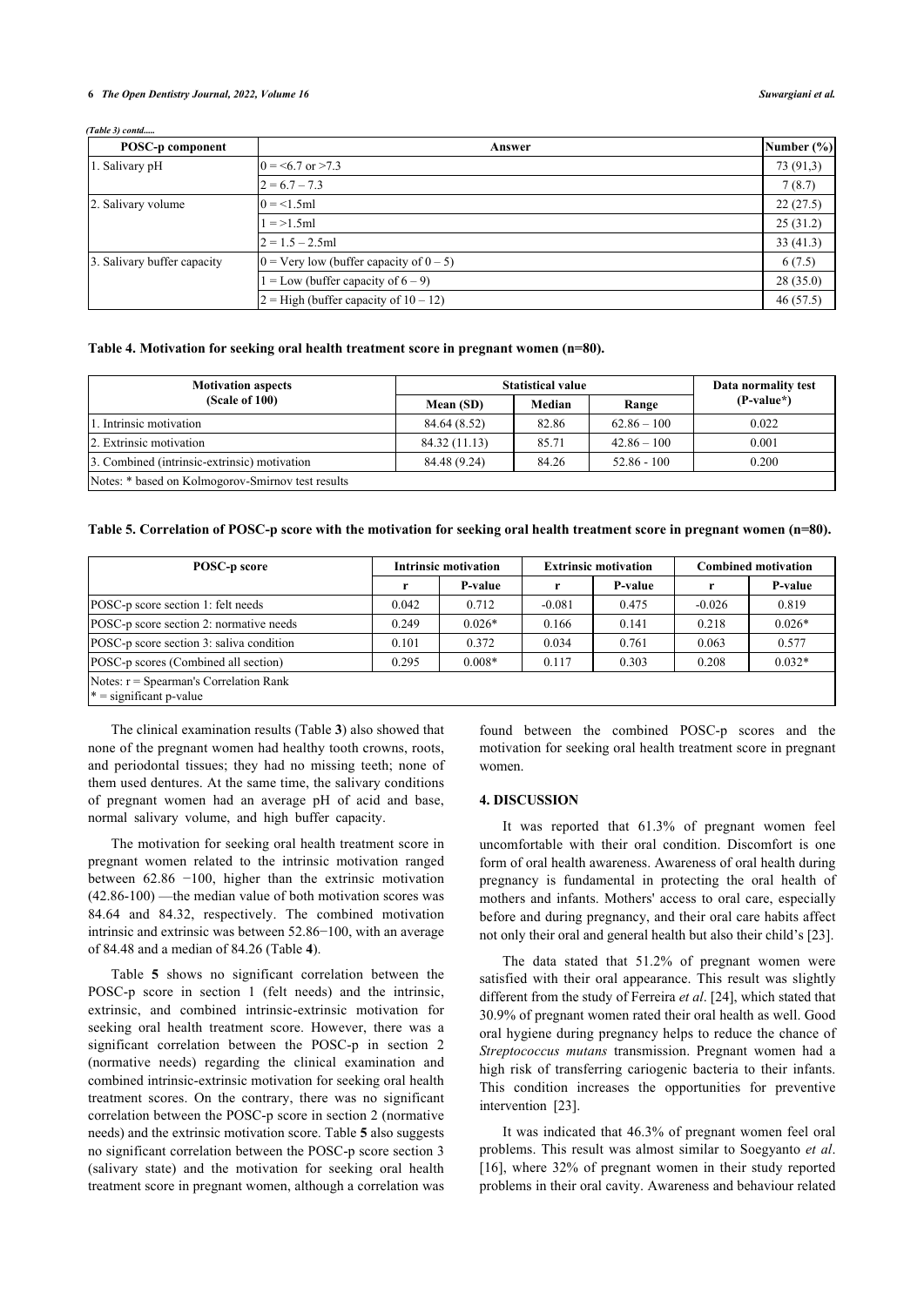*(Table 3) contd.....*

| POSC-p component | Answer | Number (%) |
|---|---|---|
| 1. Salivary pH | 0 = <6.7 or >7.3 | 73 (91,3) |
| | 2 = 6.7 – 7.3 | 7 (8.7) |
| 2. Salivary volume | 0 = <1.5ml | 22 (27.5) |
| | 1 = >1.5ml | 25 (31.2) |
| | 2 = 1.5 – 2.5ml | 33 (41.3) |
| 3. Salivary buffer capacity | 0 = Very low (buffer capacity of 0 – 5) | 6 (7.5) |
| | 1 = Low (buffer capacity of 6 – 9) | 28 (35.0) |
| | 2 = High (buffer capacity of 10 – 12) | 46 (57.5) |

**Table 4. Motivation for seeking oral health treatment score in pregnant women (n=80).**

| Motivation aspects (Scale of 100) | Statistical value | | | Data normality test (P-value*) |
|---|---|---|---|---|
| | Mean (SD) | Median | Range | |
| 1. Intrinsic motivation | 84.64 (8.52) | 82.86 | 62.86 – 100 | 0.022 |
| 2. Extrinsic motivation | 84.32 (11.13) | 85.71 | 42.86 – 100 | 0.001 |
| 3. Combined (intrinsic-extrinsic) motivation | 84.48 (9.24) | 84.26 | 52.86 - 100 | 0.200 |
| Notes: * based on Kolmogorov-Smirnov test results | | | | |

**Table 5. Correlation of POSC-p score with the motivation for seeking oral health treatment score in pregnant women (n=80).**

| POSC-p score | Intrinsic motivation | | Extrinsic motivation | | Combined motivation | |
|---|---|---|---|---|---|---|
| | r | P-value | r | P-value | r | P-value |
| POSC-p score section 1: felt needs | 0.042 | 0.712 | -0.081 | 0.475 | -0.026 | 0.819 |
| POSC-p score section 2: normative needs | 0.249 | 0.026* | 0.166 | 0.141 | 0.218 | 0.026* |
| POSC-p score section 3: saliva condition | 0.101 | 0.372 | 0.034 | 0.761 | 0.063 | 0.577 |
| POSC-p scores (Combined all section) | 0.295 | 0.008* | 0.117 | 0.303 | 0.208 | 0.032* |
| Notes: r = Spearman's Correlation Rank<br>* = significant p-value | | | | | | |

The clinical examination results (Table **3**) also showed that none of the pregnant women had healthy tooth crowns, roots, and periodontal tissues; they had no missing teeth; none of them used dentures. At the same time, the salivary conditions of pregnant women had an average pH of acid and base, normal salivary volume, and high buffer capacity.

The motivation for seeking oral health treatment score in pregnant women related to the intrinsic motivation ranged between 62.86 −100, higher than the extrinsic motivation (42.86-100) —the median value of both motivation scores was 84.64 and 84.32, respectively. The combined motivation intrinsic and extrinsic was between 52.86−100, with an average of 84.48 and a median of 84.26 (Table **4**).

Table **5** shows no significant correlation between the POSC-p score in section 1 (felt needs) and the intrinsic, extrinsic, and combined intrinsic-extrinsic motivation for seeking oral health treatment score. However, there was a significant correlation between the POSC-p in section 2 (normative needs) regarding the clinical examination and combined intrinsic-extrinsic motivation for seeking oral health treatment scores. On the contrary, there was no significant correlation between the POSC-p score in section 2 (normative needs) and the extrinsic motivation score. Table **5** also suggests no significant correlation between the POSC-p score section 3 (salivary state) and the motivation for seeking oral health treatment score in pregnant women, although a correlation was found between the combined POSC-p scores and the motivation for seeking oral health treatment score in pregnant women.

## 4. DISCUSSION

It was reported that 61.3% of pregnant women feel uncomfortable with their oral condition. Discomfort is one form of oral health awareness. Awareness of oral health during pregnancy is fundamental in protecting the oral health of mothers and infants. Mothers' access to oral care, especially before and during pregnancy, and their oral care habits affect not only their oral and general health but also their child's [23].

The data stated that 51.2% of pregnant women were satisfied with their oral appearance. This result was slightly different from the study of Ferreira *et al*. [24], which stated that 30.9% of pregnant women rated their oral health as well. Good oral hygiene during pregnancy helps to reduce the chance of *Streptococcus mutans* transmission. Pregnant women had a high risk of transferring cariogenic bacteria to their infants. This condition increases the opportunities for preventive intervention [23].

It was indicated that 46.3% of pregnant women feel oral problems. This result was almost similar to Soegyanto *et al*. [16], where 32% of pregnant women in their study reported problems in their oral cavity. Awareness and behaviour related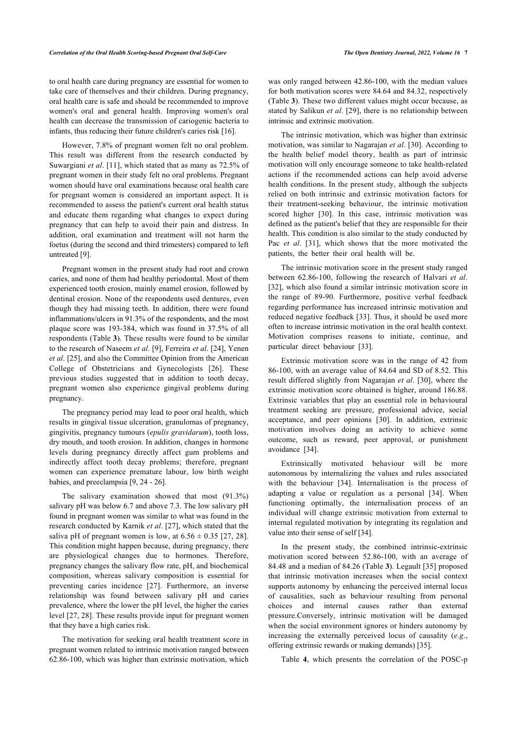to oral health care during pregnancy are essential for women to take care of themselves and their children. During pregnancy, oral health care is safe and should be recommended to improve women's oral and general health. Improving women's oral health can decrease the transmission of cariogenic bacteria to infants, thus reducing their future children's caries risk [16].

However, 7.8% of pregnant women felt no oral problem. This result was different from the research conducted by Suwargiani *et al*. [11], which stated that as many as 72.5% of pregnant women in their study felt no oral problems. Pregnant women should have oral examinations because oral health care for pregnant women is considered an important aspect. It is recommended to assess the patient's current oral health status and educate them regarding what changes to expect during pregnancy that can help to avoid their pain and distress. In addition, oral examination and treatment will not harm the foetus (during the second and third trimesters) compared to left untreated [9].

Pregnant women in the present study had root and crown caries, and none of them had healthy periodontal. Most of them experienced tooth erosion, mainly enamel erosion, followed by dentinal erosion. None of the respondents used dentures, even though they had missing teeth. In addition, there were found inflammations/ulcers in 91.3% of the respondents, and the most plaque score was 193-384, which was found in 37.5% of all respondents (Table **3**). These results were found to be similar to the research of Naseem *et al*. [9], Ferreira *et al*. [24], Yenen *et al*. [25], and also the Committee Opinion from the American College of Obstetricians and Gynecologists [26]. These previous studies suggested that in addition to tooth decay, pregnant women also experience gingival problems during pregnancy.

The pregnancy period may lead to poor oral health, which results in gingival tissue ulceration, granulomas of pregnancy, gingivitis, pregnancy tumours (*epulis gravidarum*), tooth loss, dry mouth, and tooth erosion. In addition, changes in hormone levels during pregnancy directly affect gum problems and indirectly affect tooth decay problems; therefore, pregnant women can experience premature labour, low birth weight babies, and preeclampsia [9, 24 - 26].

The salivary examination showed that most (91.3%) salivary pH was below 6.7 and above 7.3. The low salivary pH found in pregnant women was similar to what was found in the research conducted by Karnik *et al*. [27], which stated that the saliva pH of pregnant women is low, at $6.56 \pm 0.35$ [27, 28]. This condition might happen because, during pregnancy, there are physiological changes due to hormones. Therefore, pregnancy changes the salivary flow rate, pH, and biochemical composition, whereas salivary composition is essential for preventing caries incidence [27]. Furthermore, an inverse relationship was found between salivary pH and caries prevalence, where the lower the pH level, the higher the caries level [27, 28]. These results provide input for pregnant women that they have a high caries risk.

The motivation for seeking oral health treatment score in pregnant women related to intrinsic motivation ranged between 62.86-100, which was higher than extrinsic motivation, which was only ranged between 42.86-100, with the median values for both motivation scores were 84.64 and 84.32, respectively (Table **3**). These two different values might occur because, as stated by Salikun *et al*. [29], there is no relationship between intrinsic and extrinsic motivation.

The intrinsic motivation, which was higher than extrinsic motivation, was similar to Nagarajan *et al*. [30]. According to the health belief model theory, health as part of intrinsic motivation will only encourage someone to take health-related actions if the recommended actions can help avoid adverse health conditions. In the present study, although the subjects relied on both intrinsic and extrinsic motivation factors for their treatment-seeking behaviour, the intrinsic motivation scored higher [30]. In this case, intrinsic motivation was defined as the patient's belief that they are responsible for their health. This condition is also similar to the study conducted by Pac *et al*. [31], which shows that the more motivated the patients, the better their oral health will be.

The intrinsic motivation score in the present study ranged between 62.86-100, following the research of Halvari *et al*. [32], which also found a similar intrinsic motivation score in the range of 89-90. Furthermore, positive verbal feedback regarding performance has increased intrinsic motivation and reduced negative feedback [33]. Thus, it should be used more often to increase intrinsic motivation in the oral health context. Motivation comprises reasons to initiate, continue, and particular direct behaviour [33].

Extrinsic motivation score was in the range of 42 from 86-100, with an average value of 84.64 and SD of 8.52. This result differed slightly from Nagarajan *et al*. [30], where the extrinsic motivation score obtained is higher, around 186.88. Extrinsic variables that play an essential role in behavioural treatment seeking are pressure, professional advice, social acceptance, and peer opinions [30]. In addition, extrinsic motivation involves doing an activity to achieve some outcome, such as reward, peer approval, or punishment avoidance [34].

Extrinsically motivated behaviour will be more autonomous by internalizing the values and rules associated with the behaviour [34]. Internalisation is the process of adapting a value or regulation as a personal [34]. When functioning optimally, the internalisation process of an individual will change extrinsic motivation from external to internal regulated motivation by integrating its regulation and value into their sense of self [34].

In the present study, the combined intrinsic-extrinsic motivation scored between 52.86-100, with an average of 84.48 and a median of 84.26 (Table **3**). Legault [35] proposed that intrinsic motivation increases when the social context supports autonomy by enhancing the perceived internal locus of causalities, such as behaviour resulting from personal choices and internal causes rather than external pressure.Conversely, intrinsic motivation will be damaged when the social environment ignores or hinders autonomy by increasing the externally perceived locus of causality (*e.g*., offering extrinsic rewards or making demands) [35].

Table **4**, which presents the correlation of the POSC-p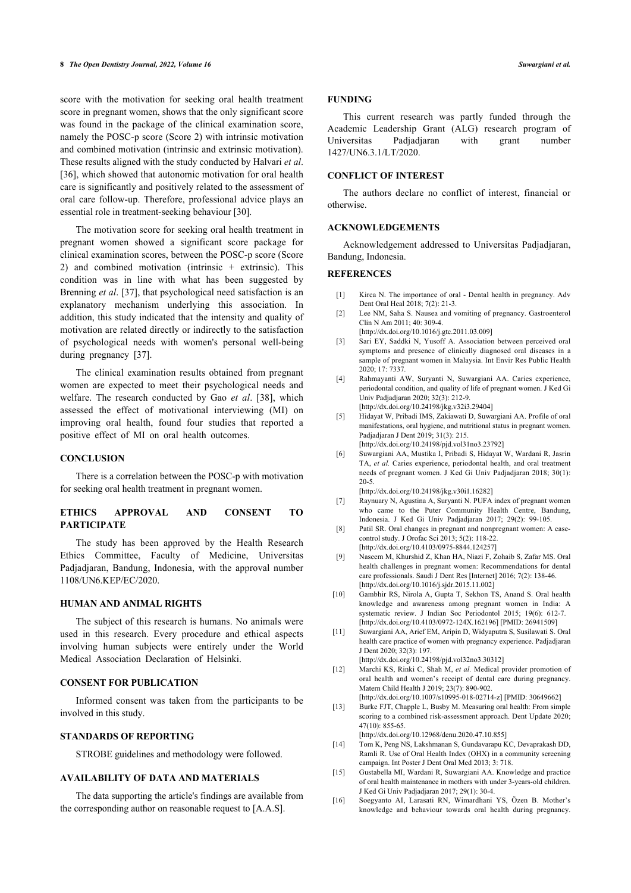score with the motivation for seeking oral health treatment score in pregnant women, shows that the only significant score was found in the package of the clinical examination score, namely the POSC-p score (Score 2) with intrinsic motivation and combined motivation (intrinsic and extrinsic motivation). These results aligned with the study conducted by Halvari *et al*. [36], which showed that autonomic motivation for oral health care is significantly and positively related to the assessment of oral care follow-up. Therefore, professional advice plays an essential role in treatment-seeking behaviour [30].

The motivation score for seeking oral health treatment in pregnant women showed a significant score package for clinical examination scores, between the POSC-p score (Score 2) and combined motivation (intrinsic + extrinsic). This condition was in line with what has been suggested by Brenning *et al*. [37], that psychological need satisfaction is an explanatory mechanism underlying this association. In addition, this study indicated that the intensity and quality of motivation are related directly or indirectly to the satisfaction of psychological needs with women's personal well-being during pregnancy [37].

The clinical examination results obtained from pregnant women are expected to meet their psychological needs and welfare. The research conducted by Gao *et al*. [38], which assessed the effect of motivational interviewing (MI) on improving oral health, found four studies that reported a positive effect of MI on oral health outcomes.

## CONCLUSION

There is a correlation between the POSC-p with motivation for seeking oral health treatment in pregnant women.

## ETHICS APPROVAL AND CONSENT TO PARTICIPATE

The study has been approved by the Health Research Ethics Committee, Faculty of Medicine, Universitas Padjadjaran, Bandung, Indonesia, with the approval number 1108/UN6.KEP/EC/2020.

## HUMAN AND ANIMAL RIGHTS

The subject of this research is humans. No animals were used in this research. Every procedure and ethical aspects involving human subjects were entirely under the World Medical Association Declaration of Helsinki.

## CONSENT FOR PUBLICATION

Informed consent was taken from the participants to be involved in this study.

## STANDARDS OF REPORTING

STROBE guidelines and methodology were followed.

## AVAILABILITY OF DATA AND MATERIALS

The data supporting the article's findings are available from the corresponding author on reasonable request to [A.A.S].

## FUNDING

This current research was partly funded through the Academic Leadership Grant (ALG) research program of Universitas Padjadjaran with grant number 1427/UN6.3.1/LT/2020.

## CONFLICT OF INTEREST

The authors declare no conflict of interest, financial or otherwise.

## ACKNOWLEDGEMENTS

Acknowledgement addressed to Universitas Padjadjaran, Bandung, Indonesia.

## REFERENCES

[1] Kirca N. The importance of oral - Dental health in pregnancy. Adv Dent Oral Heal 2018; 7(2): 21-3.

[2] Lee NM, Saha S. Nausea and vomiting of pregnancy. Gastroenterol Clin N Am 2011; 40: 309-4. [http://dx.doi.org/10.1016/j.gtc.2011.03.009]

[3] Sari EY, Saddki N, Yusoff A. Association between perceived oral symptoms and presence of clinically diagnosed oral diseases in a sample of pregnant women in Malaysia. Int Envir Res Public Health 2020; 17: 7337.

[4] Rahmayanti AW, Suryanti N, Suwargiani AA. Caries experience, periodontal condition, and quality of life of pregnant women. J Ked Gi Univ Padjadjaran 2020; 32(3): 212-9. [http://dx.doi.org/10.24198/jkg.v32i3.29404]

[5] Hidayat W, Pribadi IMS, Zakiawati D, Suwargiani AA. Profile of oral manifestations, oral hygiene, and nutritional status in pregnant women. Padjadjaran J Dent 2019; 31(3): 215. [http://dx.doi.org/10.24198/pjd.vol31no3.23792]

[6] Suwargiani AA, Mustika I, Pribadi S, Hidayat W, Wardani R, Jasrin TA, *et al.* Caries experience, periodontal health, and oral treatment needs of pregnant women. J Ked Gi Univ Padjadjaran 2018; 30(1): 20-5. [http://dx.doi.org/10.24198/jkg.v30i1.16282]

[7] Raynuary N, Agustina A, Suryanti N. PUFA index of pregnant women who came to the Puter Community Health Centre, Bandung, Indonesia. J Ked Gi Univ Padjadjaran 2017; 29(2): 99-105.

[8] Patil SR. Oral changes in pregnant and nonpregnant women: A case-control study. J Orofac Sci 2013; 5(2): 118-22. [http://dx.doi.org/10.4103/0975-8844.124257]

[9] Naseem M, Khurshid Z, Khan HA, Niazi F, Zohaib S, Zafar MS. Oral health challenges in pregnant women: Recommendations for dental care professionals. Saudi J Dent Res [Internet] 2016; 7(2): 138-46. [http://dx.doi.org/10.1016/j.sjdr.2015.11.002]

[10] Gambhir RS, Nirola A, Gupta T, Sekhon TS, Anand S. Oral health knowledge and awareness among pregnant women in India: A systematic review. J Indian Soc Periodontol 2015; 19(6): 612-7. [http://dx.doi.org/10.4103/0972-124X.162196] [PMID: 26941509]

[11] Suwargiani AA, Arief EM, Aripin D, Widyaputra S, Susilawati S. Oral health care practice of women with pregnancy experience. Padjadjaran J Dent 2020; 32(3): 197. [http://dx.doi.org/10.24198/pjd.vol32no3.30312]

[12] Marchi KS, Rinki C, Shah M, *et al.* Medical provider promotion of oral health and women's receipt of dental care during pregnancy. Matern Child Health J 2019; 23(7): 890-902. [http://dx.doi.org/10.1007/s10995-018-02714-z] [PMID: 30649662]

[13] Burke FJT, Chapple L, Busby M. Measuring oral health: From simple scoring to a combined risk-assessment approach. Dent Update 2020; 47(10): 855-65. [http://dx.doi.org/10.12968/denu.2020.47.10.855]

[14] Tom K, Peng NS, Lakshmanan S, Gundavarapu KC, Devaprakash DD, Ramli R. Use of Oral Health Index (OHX) in a community screening campaign. Int Poster J Dent Oral Med 2013; 3: 718.

[15] Gustabella MI, Wardani R, Suwargiani AA. Knowledge and practice of oral health maintenance in mothers with under 3-years-old children. J Ked Gi Univ Padjadjaran 2017; 29(1): 30-4.

[16] Soegyanto AI, Larasati RN, Wimardhani YS, Özen B. Mother's knowledge and behaviour towards oral health during pregnancy.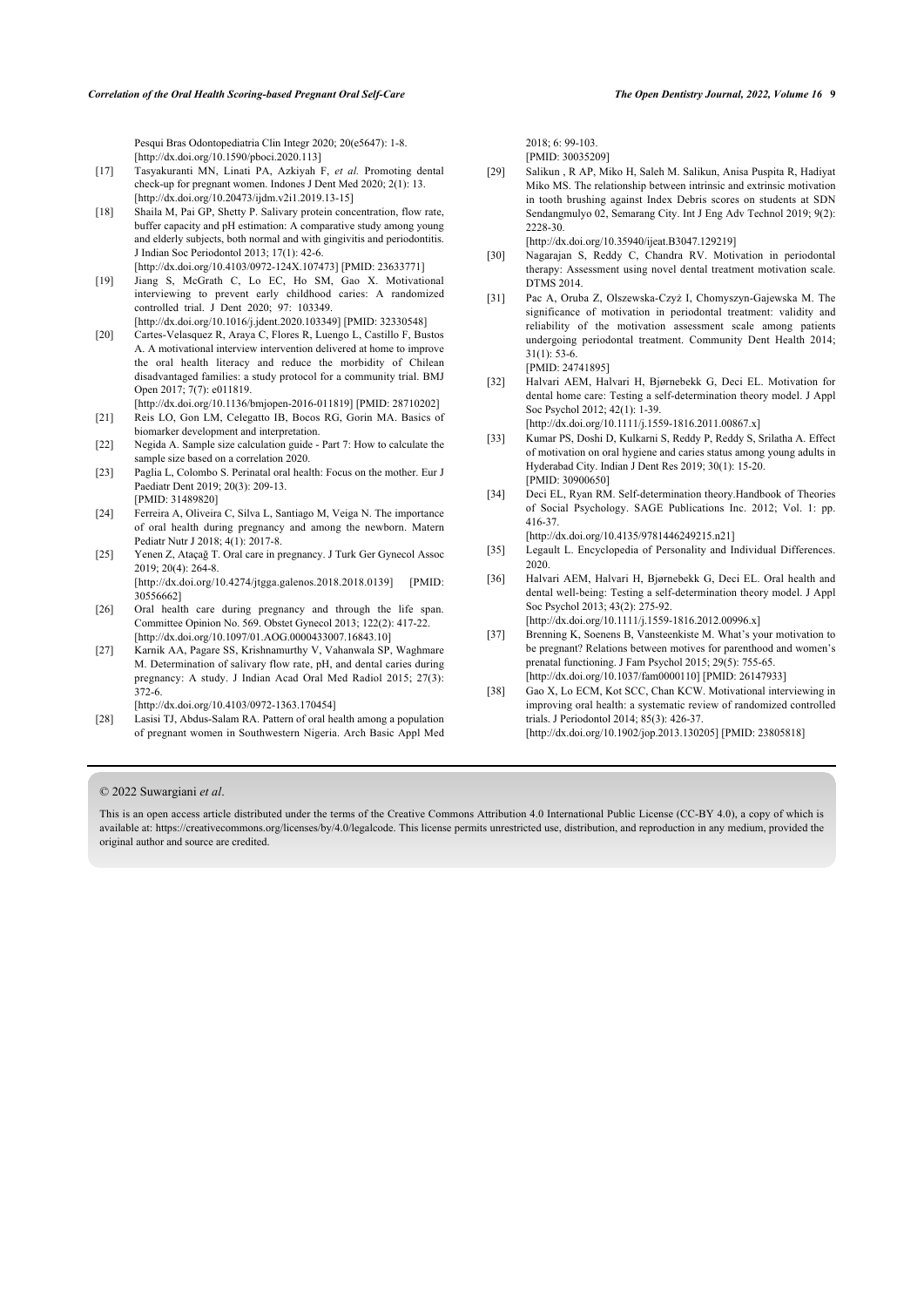Pesqui Bras Odontopediatria Clin Integr 2020; 20(e5647): 1-8. [http://dx.doi.org/10.1590/pboci.2020.113]

[17] Tasyakuranti MN, Linati PA, Azkiyah F, *et al.* Promoting dental check-up for pregnant women. Indones J Dent Med 2020; 2(1): 13. [http://dx.doi.org/10.20473/ijdm.v2i1.2019.13-15]

[18] Shaila M, Pai GP, Shetty P. Salivary protein concentration, flow rate, buffer capacity and pH estimation: A comparative study among young and elderly subjects, both normal and with gingivitis and periodontitis. J Indian Soc Periodontol 2013; 17(1): 42-6. [http://dx.doi.org/10.4103/0972-124X.107473] [PMID: 23633771]

[19] Jiang S, McGrath C, Lo EC, Ho SM, Gao X. Motivational interviewing to prevent early childhood caries: A randomized controlled trial. J Dent 2020; 97: 103349. [http://dx.doi.org/10.1016/j.jdent.2020.103349] [PMID: 32330548]

[20] Cartes-Velasquez R, Araya C, Flores R, Luengo L, Castillo F, Bustos A. A motivational interview intervention delivered at home to improve the oral health literacy and reduce the morbidity of Chilean disadvantaged families: a study protocol for a community trial. BMJ Open 2017; 7(7): e011819. [http://dx.doi.org/10.1136/bmjopen-2016-011819] [PMID: 28710202]

[21] Reis LO, Gon LM, Celegatto IB, Bocos RG, Gorin MA. Basics of biomarker development and interpretation.

[22] Negida A. Sample size calculation guide - Part 7: How to calculate the sample size based on a correlation 2020.

[23] Paglia L, Colombo S. Perinatal oral health: Focus on the mother. Eur J Paediatr Dent 2019; 20(3): 209-13. [PMID: 31489820]

[24] Ferreira A, Oliveira C, Silva L, Santiago M, Veiga N. The importance of oral health during pregnancy and among the newborn. Matern Pediatr Nutr J 2018; 4(1): 2017-8.

[25] Yenen Z, Ataçağ T. Oral care in pregnancy. J Turk Ger Gynecol Assoc 2019; 20(4): 264-8. [http://dx.doi.org/10.4274/jtgga.galenos.2018.2018.0139] [PMID: 30556662]

[26] Oral health care during pregnancy and through the life span. Committee Opinion No. 569. Obstet Gynecol 2013; 122(2): 417-22. [http://dx.doi.org/10.1097/01.AOG.0000433007.16843.10]

[27] Karnik AA, Pagare SS, Krishnamurthy V, Vahanwala SP, Waghmare M. Determination of salivary flow rate, pH, and dental caries during pregnancy: A study. J Indian Acad Oral Med Radiol 2015; 27(3): 372-6. [http://dx.doi.org/10.4103/0972-1363.170454]

[28] Lasisi TJ, Abdus-Salam RA. Pattern of oral health among a population of pregnant women in Southwestern Nigeria. Arch Basic Appl Med 2018; 6: 99-103. [PMID: 30035209]

[29] Salikun , R AP, Miko H, Saleh M. Salikun, Anisa Puspita R, Hadiyat Miko MS. The relationship between intrinsic and extrinsic motivation in tooth brushing against Index Debris scores on students at SDN Sendangmulyo 02, Semarang City. Int J Eng Adv Technol 2019; 9(2): 2228-30. [http://dx.doi.org/10.35940/ijeat.B3047.129219]

[30] Nagarajan S, Reddy C, Chandra RV. Motivation in periodontal therapy: Assessment using novel dental treatment motivation scale. DTMS 2014.

[31] Pac A, Oruba Z, Olszewska-Czyż I, Chomyszyn-Gajewska M. The significance of motivation in periodontal treatment: validity and reliability of the motivation assessment scale among patients undergoing periodontal treatment. Community Dent Health 2014; 31(1): 53-6. [PMID: 24741895]

[32] Halvari AEM, Halvari H, Bjørnebekk G, Deci EL. Motivation for dental home care: Testing a self-determination theory model. J Appl Soc Psychol 2012; 42(1): 1-39. [http://dx.doi.org/10.1111/j.1559-1816.2011.00867.x]

[33] Kumar PS, Doshi D, Kulkarni S, Reddy P, Reddy S, Srilatha A. Effect of motivation on oral hygiene and caries status among young adults in Hyderabad City. Indian J Dent Res 2019; 30(1): 15-20. [PMID: 30900650]

[34] Deci EL, Ryan RM. Self-determination theory.Handbook of Theories of Social Psychology. SAGE Publications Inc. 2012; Vol. 1: pp. 416-37. [http://dx.doi.org/10.4135/9781446249215.n21]

[35] Legault L. Encyclopedia of Personality and Individual Differences. 2020.

[36] Halvari AEM, Halvari H, Bjørnebekk G, Deci EL. Oral health and dental well-being: Testing a self-determination theory model. J Appl Soc Psychol 2013; 43(2): 275-92. [http://dx.doi.org/10.1111/j.1559-1816.2012.00996.x]

[37] Brenning K, Soenens B, Vansteenkiste M. What's your motivation to be pregnant? Relations between motives for parenthood and women's prenatal functioning. J Fam Psychol 2015; 29(5): 755-65. [http://dx.doi.org/10.1037/fam0000110] [PMID: 26147933]

[38] Gao X, Lo ECM, Kot SCC, Chan KCW. Motivational interviewing in improving oral health: a systematic review of randomized controlled trials. J Periodontol 2014; 85(3): 426-37. [http://dx.doi.org/10.1902/jop.2013.130205] [PMID: 23805818]

© 2022 Suwargiani *et al*.

This is an open access article distributed under the terms of the Creative Commons Attribution 4.0 International Public License (CC-BY 4.0), a copy of which is available at: https://creativecommons.org/licenses/by/4.0/legalcode. This license permits unrestricted use, distribution, and reproduction in any medium, provided the original author and source are credited.